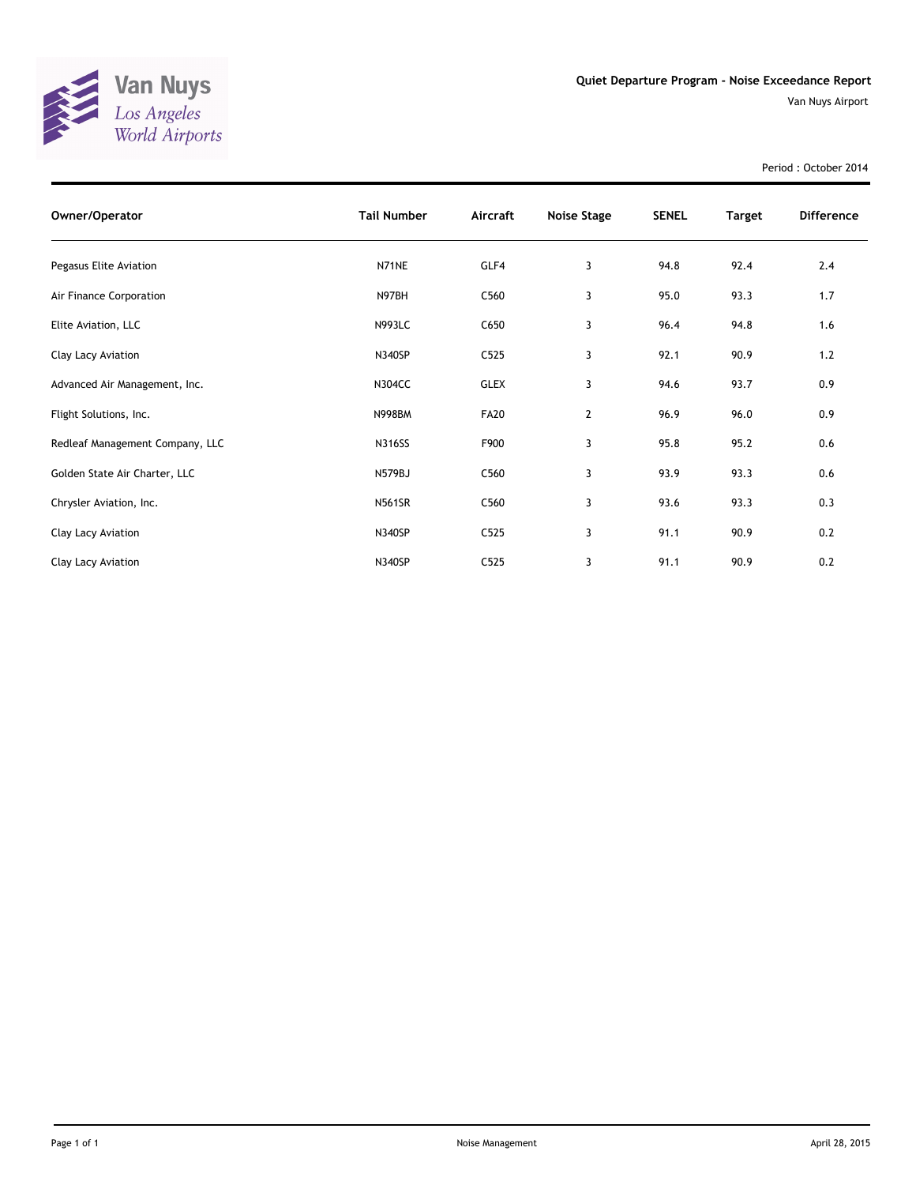Van Nuys
Los Angeles
World Airports

# Quiet Departure Program - Noise Exceedance Report

Van Nuys Airport

Period : October 2014

| Owner/Operator | Tail Number | Aircraft | Noise Stage | SENEL | Target | Difference |
|---|---|---|---|---|---|---|
| Pegasus Elite Aviation | N71NE | GLF4 | 3 | 94.8 | 92.4 | 2.4 |
| Air Finance Corporation | N97BH | C560 | 3 | 95.0 | 93.3 | 1.7 |
| Elite Aviation, LLC | N993LC | C650 | 3 | 96.4 | 94.8 | 1.6 |
| Clay Lacy Aviation | N340SP | C525 | 3 | 92.1 | 90.9 | 1.2 |
| Advanced Air Management, Inc. | N304CC | GLEX | 3 | 94.6 | 93.7 | 0.9 |
| Flight Solutions, Inc. | N998BM | FA20 | 2 | 96.9 | 96.0 | 0.9 |
| Redleaf Management Company, LLC | N316SS | F900 | 3 | 95.8 | 95.2 | 0.6 |
| Golden State Air Charter, LLC | N579BJ | C560 | 3 | 93.9 | 93.3 | 0.6 |
| Chrysler Aviation, Inc. | N561SR | C560 | 3 | 93.6 | 93.3 | 0.3 |
| Clay Lacy Aviation | N340SP | C525 | 3 | 91.1 | 90.9 | 0.2 |
| Clay Lacy Aviation | N340SP | C525 | 3 | 91.1 | 90.9 | 0.2 |

Noise Management

April 28, 2015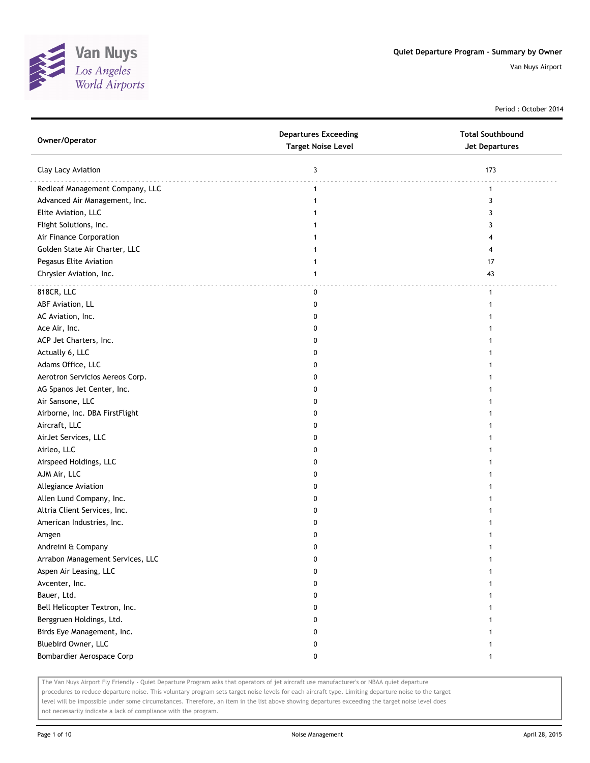# Quiet Departure Program - Summary by Owner

Van Nuys Airport

Period : October 2014

| Owner/Operator | Departures Exceeding Target Noise Level | Total Southbound Jet Departures |
|---|---|---|
| Clay Lacy Aviation | 3 | 173 |
| Redleaf Management Company, LLC | 1 | 1 |
| Advanced Air Management, Inc. | 1 | 3 |
| Elite Aviation, LLC | 1 | 3 |
| Flight Solutions, Inc. | 1 | 3 |
| Air Finance Corporation | 1 | 4 |
| Golden State Air Charter, LLC | 1 | 4 |
| Pegasus Elite Aviation | 1 | 17 |
| Chrysler Aviation, Inc. | 1 | 43 |
| 818CR, LLC | 0 | 1 |
| ABF Aviation, LL | 0 | 1 |
| AC Aviation, Inc. | 0 | 1 |
| Ace Air, Inc. | 0 | 1 |
| ACP Jet Charters, Inc. | 0 | 1 |
| Actually 6, LLC | 0 | 1 |
| Adams Office, LLC | 0 | 1 |
| Aerotron Servicios Aereos Corp. | 0 | 1 |
| AG Spanos Jet Center, Inc. | 0 | 1 |
| Air Sansone, LLC | 0 | 1 |
| Airborne, Inc. DBA FirstFlight | 0 | 1 |
| Aircraft, LLC | 0 | 1 |
| AirJet Services, LLC | 0 | 1 |
| Airleo, LLC | 0 | 1 |
| Airspeed Holdings, LLC | 0 | 1 |
| AJM Air, LLC | 0 | 1 |
| Allegiance Aviation | 0 | 1 |
| Allen Lund Company, Inc. | 0 | 1 |
| Altria Client Services, Inc. | 0 | 1 |
| American Industries, Inc. | 0 | 1 |
| Amgen | 0 | 1 |
| Andreini & Company | 0 | 1 |
| Arrabon Management Services, LLC | 0 | 1 |
| Aspen Air Leasing, LLC | 0 | 1 |
| Avcenter, Inc. | 0 | 1 |
| Bauer, Ltd. | 0 | 1 |
| Bell Helicopter Textron, Inc. | 0 | 1 |
| Berggruen Holdings, Ltd. | 0 | 1 |
| Birds Eye Management, Inc. | 0 | 1 |
| Bluebird Owner, LLC | 0 | 1 |
| Bombardier Aerospace Corp | 0 | 1 |

The Van Nuys Airport Fly Friendly - Quiet Departure Program asks that operators of jet aircraft use manufacturer's or NBAA quiet departure procedures to reduce departure noise. This voluntary program sets target noise levels for each aircraft type. Limiting departure noise to the target level will be impossible under some circumstances. Therefore, an item in the list above showing departures exceeding the target noise level does not necessarily indicate a lack of compliance with the program.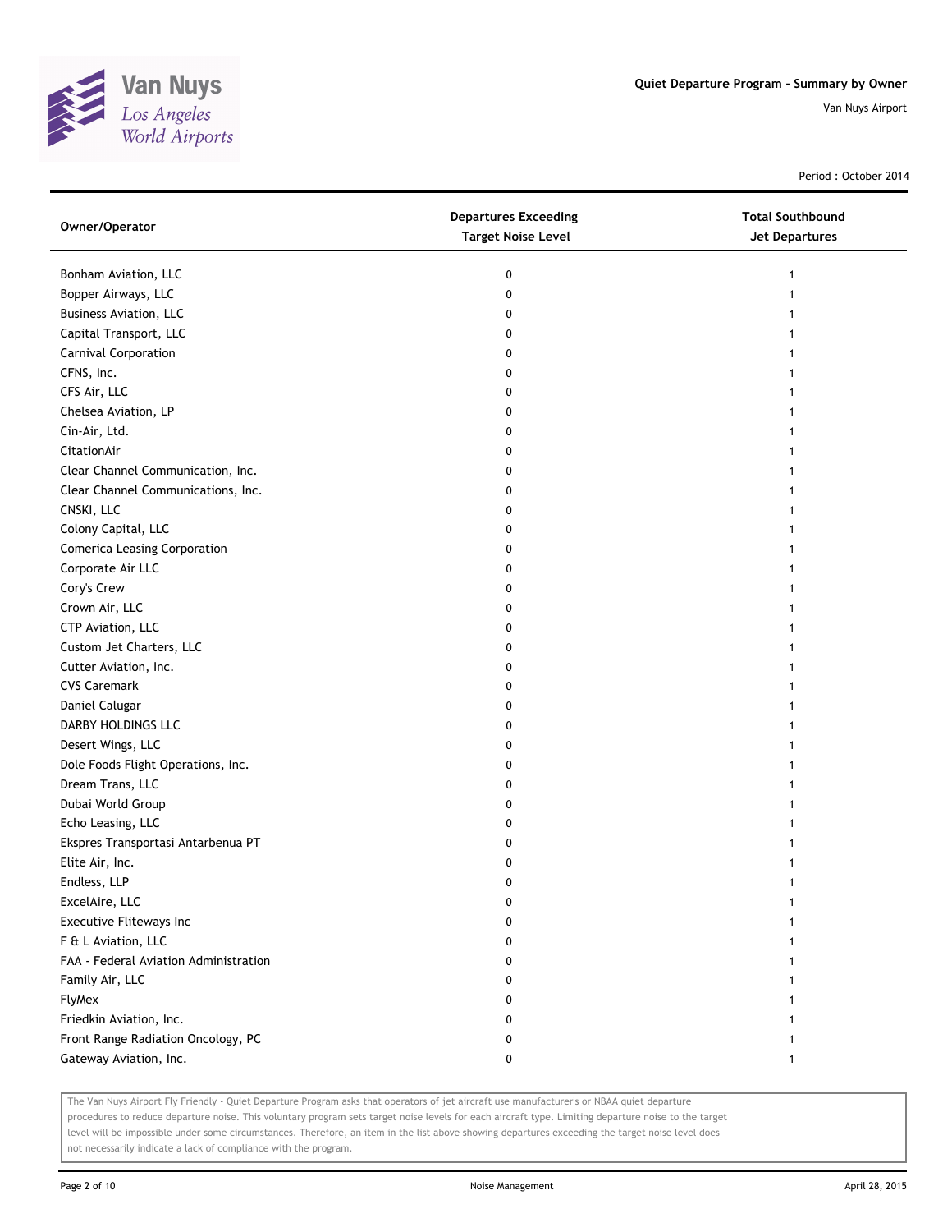# Quiet Departure Program - Summary by Owner

Van Nuys Airport

Period : October 2014

| Owner/Operator | Departures Exceeding Target Noise Level | Total Southbound Jet Departures |
|---|---|---|
| Bonham Aviation, LLC | 0 | 1 |
| Bopper Airways, LLC | 0 | 1 |
| Business Aviation, LLC | 0 | 1 |
| Capital Transport, LLC | 0 | 1 |
| Carnival Corporation | 0 | 1 |
| CFNS, Inc. | 0 | 1 |
| CFS Air, LLC | 0 | 1 |
| Chelsea Aviation, LP | 0 | 1 |
| Cin-Air, Ltd. | 0 | 1 |
| CitationAir | 0 | 1 |
| Clear Channel Communication, Inc. | 0 | 1 |
| Clear Channel Communications, Inc. | 0 | 1 |
| CNSKI, LLC | 0 | 1 |
| Colony Capital, LLC | 0 | 1 |
| Comerica Leasing Corporation | 0 | 1 |
| Corporate Air LLC | 0 | 1 |
| Cory's Crew | 0 | 1 |
| Crown Air, LLC | 0 | 1 |
| CTP Aviation, LLC | 0 | 1 |
| Custom Jet Charters, LLC | 0 | 1 |
| Cutter Aviation, Inc. | 0 | 1 |
| CVS Caremark | 0 | 1 |
| Daniel Calugar | 0 | 1 |
| DARBY HOLDINGS LLC | 0 | 1 |
| Desert Wings, LLC | 0 | 1 |
| Dole Foods Flight Operations, Inc. | 0 | 1 |
| Dream Trans, LLC | 0 | 1 |
| Dubai World Group | 0 | 1 |
| Echo Leasing, LLC | 0 | 1 |
| Ekspres Transportasi Antarbenua PT | 0 | 1 |
| Elite Air, Inc. | 0 | 1 |
| Endless, LLP | 0 | 1 |
| ExcelAire, LLC | 0 | 1 |
| Executive Fliteways Inc | 0 | 1 |
| F & L Aviation, LLC | 0 | 1 |
| FAA - Federal Aviation Administration | 0 | 1 |
| Family Air, LLC | 0 | 1 |
| FlyMex | 0 | 1 |
| Friedkin Aviation, Inc. | 0 | 1 |
| Front Range Radiation Oncology, PC | 0 | 1 |
| Gateway Aviation, Inc. | 0 | 1 |

The Van Nuys Airport Fly Friendly - Quiet Departure Program asks that operators of jet aircraft use manufacturer's or NBAA quiet departure procedures to reduce departure noise. This voluntary program sets target noise levels for each aircraft type. Limiting departure noise to the target level will be impossible under some circumstances. Therefore, an item in the list above showing departures exceeding the target noise level does not necessarily indicate a lack of compliance with the program.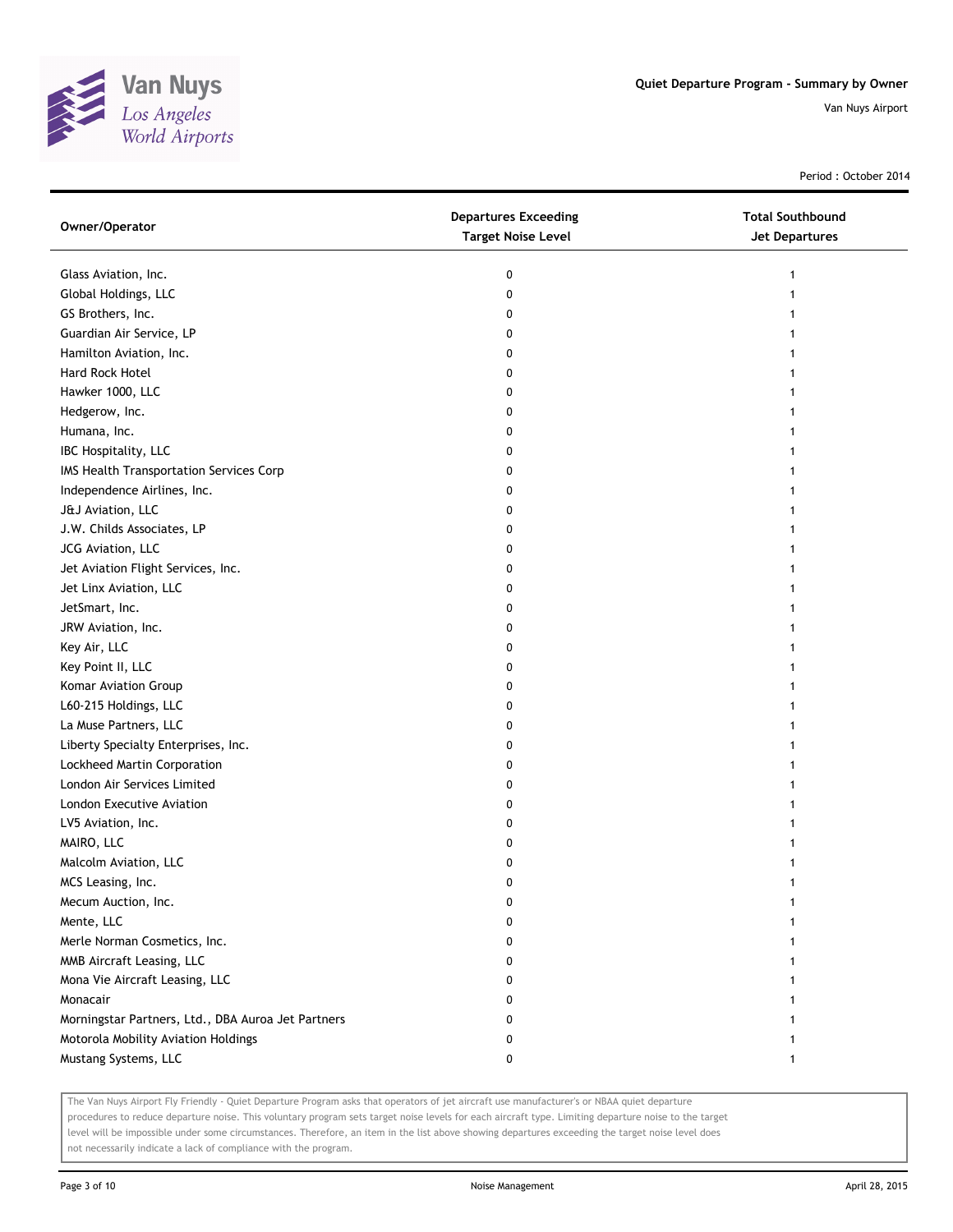# Quiet Departure Program - Summary by Owner

Van Nuys Airport

Period : October 2014

| Owner/Operator | Departures Exceeding Target Noise Level | Total Southbound Jet Departures |
|---|---|---|
| Glass Aviation, Inc. | 0 | 1 |
| Global Holdings, LLC | 0 | 1 |
| GS Brothers, Inc. | 0 | 1 |
| Guardian Air Service, LP | 0 | 1 |
| Hamilton Aviation, Inc. | 0 | 1 |
| Hard Rock Hotel | 0 | 1 |
| Hawker 1000, LLC | 0 | 1 |
| Hedgerow, Inc. | 0 | 1 |
| Humana, Inc. | 0 | 1 |
| IBC Hospitality, LLC | 0 | 1 |
| IMS Health Transportation Services Corp | 0 | 1 |
| Independence Airlines, Inc. | 0 | 1 |
| J&J Aviation, LLC | 0 | 1 |
| J.W. Childs Associates, LP | 0 | 1 |
| JCG Aviation, LLC | 0 | 1 |
| Jet Aviation Flight Services, Inc. | 0 | 1 |
| Jet Linx Aviation, LLC | 0 | 1 |
| JetSmart, Inc. | 0 | 1 |
| JRW Aviation, Inc. | 0 | 1 |
| Key Air, LLC | 0 | 1 |
| Key Point II, LLC | 0 | 1 |
| Komar Aviation Group | 0 | 1 |
| L60-215 Holdings, LLC | 0 | 1 |
| La Muse Partners, LLC | 0 | 1 |
| Liberty Specialty Enterprises, Inc. | 0 | 1 |
| Lockheed Martin Corporation | 0 | 1 |
| London Air Services Limited | 0 | 1 |
| London Executive Aviation | 0 | 1 |
| LV5 Aviation, Inc. | 0 | 1 |
| MAIRO, LLC | 0 | 1 |
| Malcolm Aviation, LLC | 0 | 1 |
| MCS Leasing, Inc. | 0 | 1 |
| Mecum Auction, Inc. | 0 | 1 |
| Mente, LLC | 0 | 1 |
| Merle Norman Cosmetics, Inc. | 0 | 1 |
| MMB Aircraft Leasing, LLC | 0 | 1 |
| Mona Vie Aircraft Leasing, LLC | 0 | 1 |
| Monacair | 0 | 1 |
| Morningstar Partners, Ltd., DBA Auroa Jet Partners | 0 | 1 |
| Motorola Mobility Aviation Holdings | 0 | 1 |
| Mustang Systems, LLC | 0 | 1 |

The Van Nuys Airport Fly Friendly - Quiet Departure Program asks that operators of jet aircraft use manufacturer's or NBAA quiet departure procedures to reduce departure noise. This voluntary program sets target noise levels for each aircraft type. Limiting departure noise to the target level will be impossible under some circumstances. Therefore, an item in the list above showing departures exceeding the target noise level does not necessarily indicate a lack of compliance with the program.

Noise Management

April 28, 2015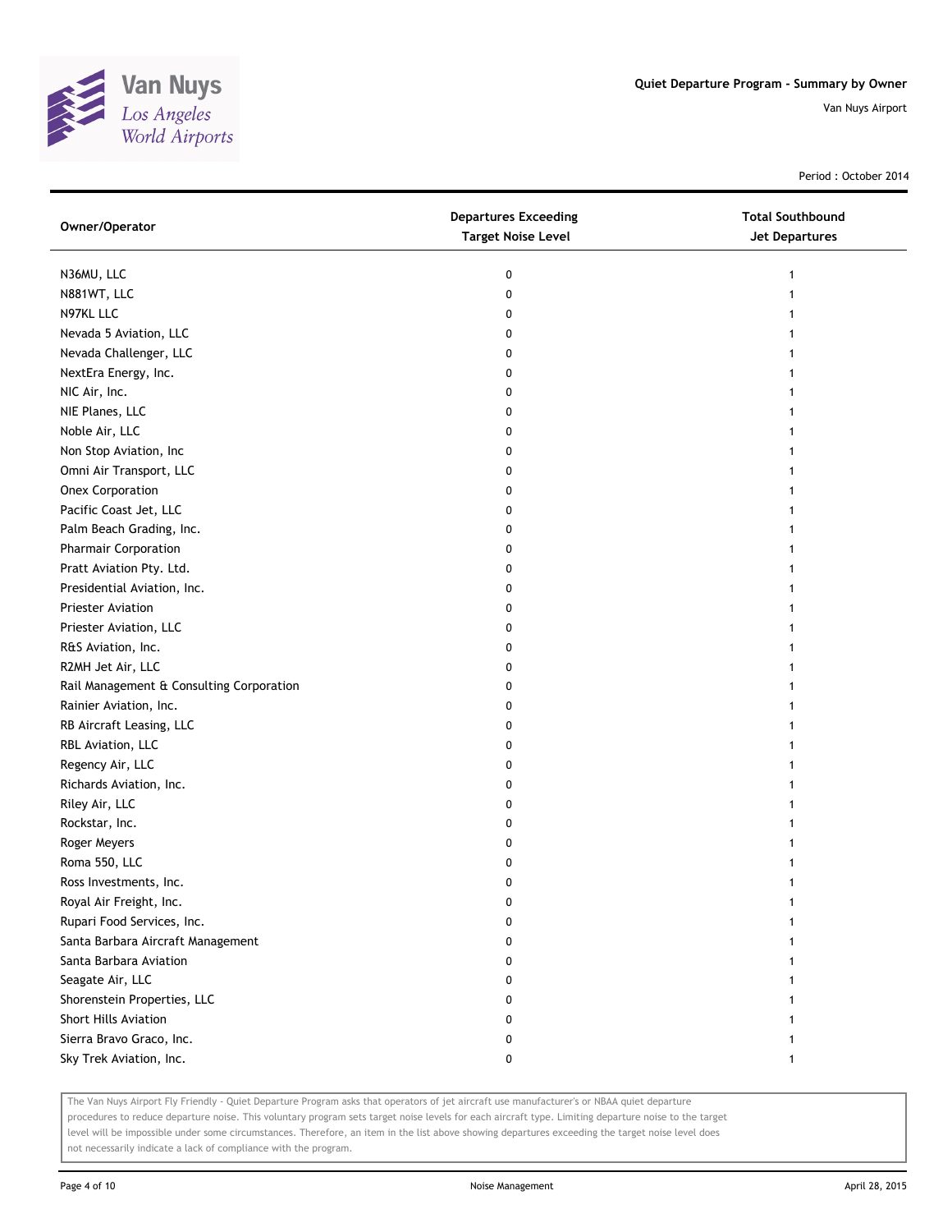## Quiet Departure Program - Summary by Owner

Van Nuys Airport

Period : October 2014

| Owner/Operator | Departures Exceeding Target Noise Level | Total Southbound Jet Departures |
|---|---|---|
| N36MU, LLC | 0 | 1 |
| N881WT, LLC | 0 | 1 |
| N97KL LLC | 0 | 1 |
| Nevada 5 Aviation, LLC | 0 | 1 |
| Nevada Challenger, LLC | 0 | 1 |
| NextEra Energy, Inc. | 0 | 1 |
| NIC Air, Inc. | 0 | 1 |
| NIE Planes, LLC | 0 | 1 |
| Noble Air, LLC | 0 | 1 |
| Non Stop Aviation, Inc | 0 | 1 |
| Omni Air Transport, LLC | 0 | 1 |
| Onex Corporation | 0 | 1 |
| Pacific Coast Jet, LLC | 0 | 1 |
| Palm Beach Grading, Inc. | 0 | 1 |
| Pharmair Corporation | 0 | 1 |
| Pratt Aviation Pty. Ltd. | 0 | 1 |
| Presidential Aviation, Inc. | 0 | 1 |
| Priester Aviation | 0 | 1 |
| Priester Aviation, LLC | 0 | 1 |
| R&S Aviation, Inc. | 0 | 1 |
| R2MH Jet Air, LLC | 0 | 1 |
| Rail Management & Consulting Corporation | 0 | 1 |
| Rainier Aviation, Inc. | 0 | 1 |
| RB Aircraft Leasing, LLC | 0 | 1 |
| RBL Aviation, LLC | 0 | 1 |
| Regency Air, LLC | 0 | 1 |
| Richards Aviation, Inc. | 0 | 1 |
| Riley Air, LLC | 0 | 1 |
| Rockstar, Inc. | 0 | 1 |
| Roger Meyers | 0 | 1 |
| Roma 550, LLC | 0 | 1 |
| Ross Investments, Inc. | 0 | 1 |
| Royal Air Freight, Inc. | 0 | 1 |
| Rupari Food Services, Inc. | 0 | 1 |
| Santa Barbara Aircraft Management | 0 | 1 |
| Santa Barbara Aviation | 0 | 1 |
| Seagate Air, LLC | 0 | 1 |
| Shorenstein Properties, LLC | 0 | 1 |
| Short Hills Aviation | 0 | 1 |
| Sierra Bravo Graco, Inc. | 0 | 1 |
| Sky Trek Aviation, Inc. | 0 | 1 |

The Van Nuys Airport Fly Friendly - Quiet Departure Program asks that operators of jet aircraft use manufacturer's or NBAA quiet departure procedures to reduce departure noise. This voluntary program sets target noise levels for each aircraft type. Limiting departure noise to the target level will be impossible under some circumstances. Therefore, an item in the list above showing departures exceeding the target noise level does not necessarily indicate a lack of compliance with the program.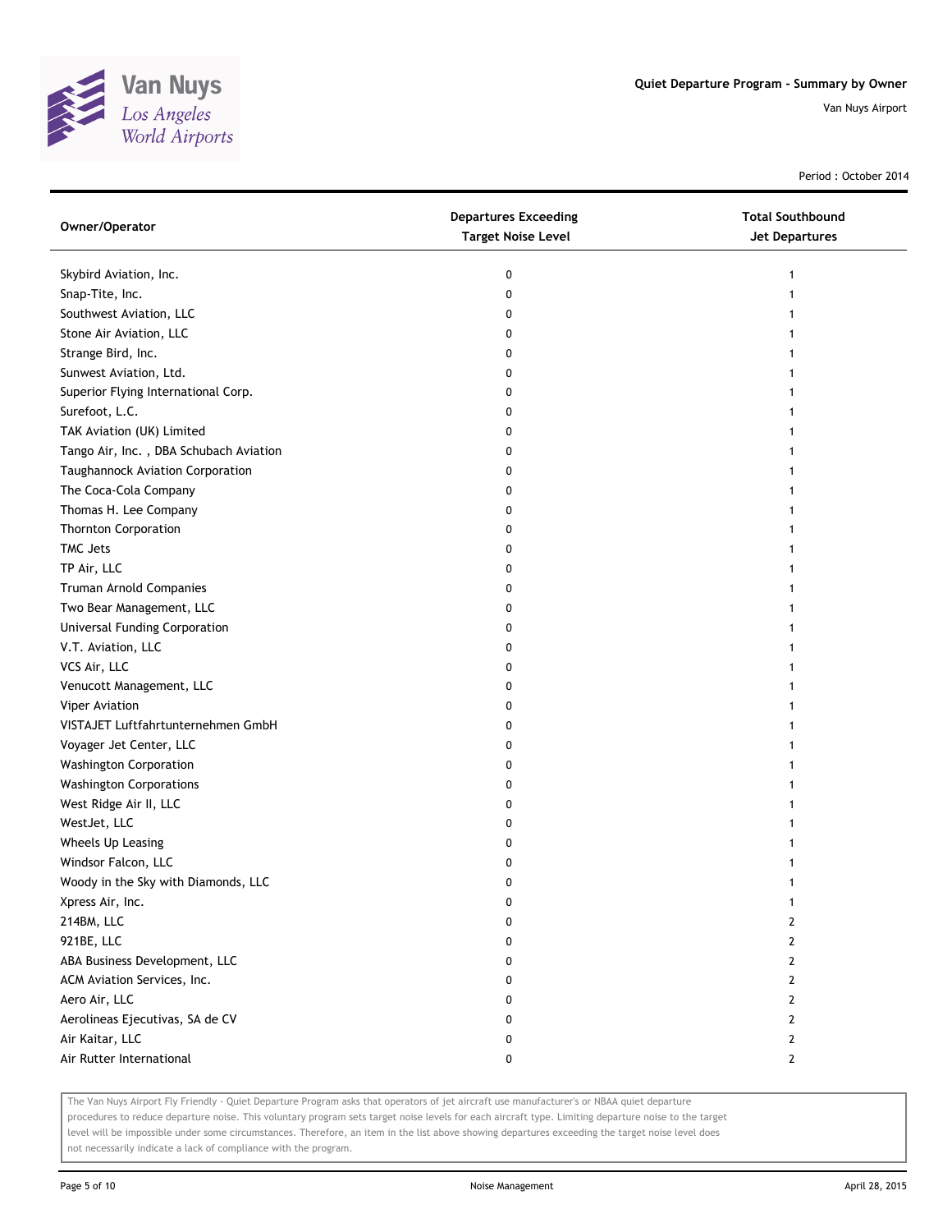# Quiet Departure Program - Summary by Owner

Van Nuys Airport

Period : October 2014

| Owner/Operator | Departures Exceeding Target Noise Level | Total Southbound Jet Departures |
|---|---|---|
| Skybird Aviation, Inc. | 0 | 1 |
| Snap-Tite, Inc. | 0 | 1 |
| Southwest Aviation, LLC | 0 | 1 |
| Stone Air Aviation, LLC | 0 | 1 |
| Strange Bird, Inc. | 0 | 1 |
| Sunwest Aviation, Ltd. | 0 | 1 |
| Superior Flying International Corp. | 0 | 1 |
| Surefoot, L.C. | 0 | 1 |
| TAK Aviation (UK) Limited | 0 | 1 |
| Tango Air, Inc. , DBA Schubach Aviation | 0 | 1 |
| Taughannock Aviation Corporation | 0 | 1 |
| The Coca-Cola Company | 0 | 1 |
| Thomas H. Lee Company | 0 | 1 |
| Thornton Corporation | 0 | 1 |
| TMC Jets | 0 | 1 |
| TP Air, LLC | 0 | 1 |
| Truman Arnold Companies | 0 | 1 |
| Two Bear Management, LLC | 0 | 1 |
| Universal Funding Corporation | 0 | 1 |
| V.T. Aviation, LLC | 0 | 1 |
| VCS Air, LLC | 0 | 1 |
| Venucott Management, LLC | 0 | 1 |
| Viper Aviation | 0 | 1 |
| VISTAJET Luftfahrtunternehmen GmbH | 0 | 1 |
| Voyager Jet Center, LLC | 0 | 1 |
| Washington Corporation | 0 | 1 |
| Washington Corporations | 0 | 1 |
| West Ridge Air II, LLC | 0 | 1 |
| WestJet, LLC | 0 | 1 |
| Wheels Up Leasing | 0 | 1 |
| Windsor Falcon, LLC | 0 | 1 |
| Woody in the Sky with Diamonds, LLC | 0 | 1 |
| Xpress Air, Inc. | 0 | 1 |
| 214BM, LLC | 0 | 2 |
| 921BE, LLC | 0 | 2 |
| ABA Business Development, LLC | 0 | 2 |
| ACM Aviation Services, Inc. | 0 | 2 |
| Aero Air, LLC | 0 | 2 |
| Aerolineas Ejecutivas, SA de CV | 0 | 2 |
| Air Kaitar, LLC | 0 | 2 |
| Air Rutter International | 0 | 2 |

The Van Nuys Airport Fly Friendly - Quiet Departure Program asks that operators of jet aircraft use manufacturer's or NBAA quiet departure procedures to reduce departure noise. This voluntary program sets target noise levels for each aircraft type. Limiting departure noise to the target level will be impossible under some circumstances. Therefore, an item in the list above showing departures exceeding the target noise level does not necessarily indicate a lack of compliance with the program.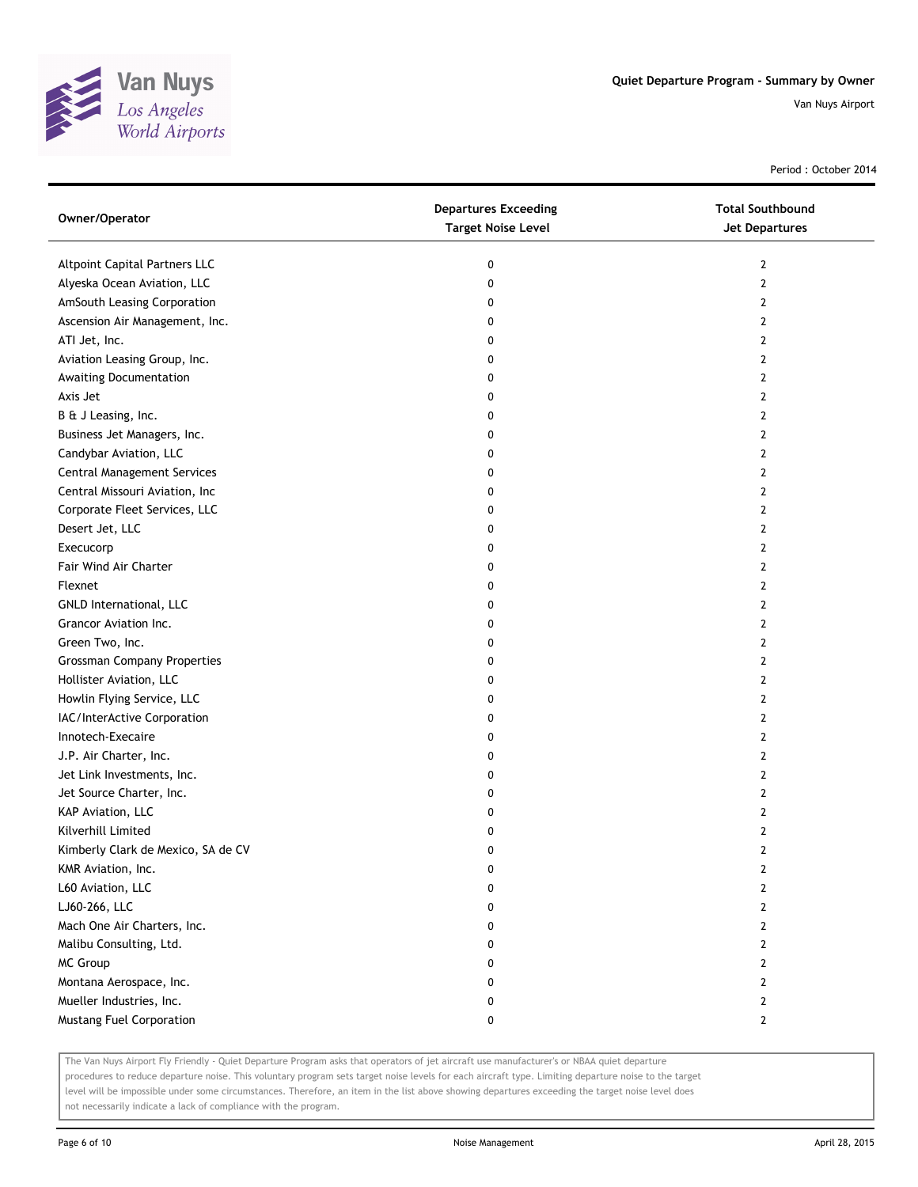Quiet Departure Program - Summary by Owner

Van Nuys Airport

Period : October 2014

| Owner/Operator | Departures Exceeding Target Noise Level | Total Southbound Jet Departures |
|---|---|---|
| Altpoint Capital Partners LLC | 0 | 2 |
| Alyeska Ocean Aviation, LLC | 0 | 2 |
| AmSouth Leasing Corporation | 0 | 2 |
| Ascension Air Management, Inc. | 0 | 2 |
| ATI Jet, Inc. | 0 | 2 |
| Aviation Leasing Group, Inc. | 0 | 2 |
| Awaiting Documentation | 0 | 2 |
| Axis Jet | 0 | 2 |
| B & J Leasing, Inc. | 0 | 2 |
| Business Jet Managers, Inc. | 0 | 2 |
| Candybar Aviation, LLC | 0 | 2 |
| Central Management Services | 0 | 2 |
| Central Missouri Aviation, Inc | 0 | 2 |
| Corporate Fleet Services, LLC | 0 | 2 |
| Desert Jet, LLC | 0 | 2 |
| Execucorp | 0 | 2 |
| Fair Wind Air Charter | 0 | 2 |
| Flexnet | 0 | 2 |
| GNLD International, LLC | 0 | 2 |
| Grancor Aviation Inc. | 0 | 2 |
| Green Two, Inc. | 0 | 2 |
| Grossman Company Properties | 0 | 2 |
| Hollister Aviation, LLC | 0 | 2 |
| Howlin Flying Service, LLC | 0 | 2 |
| IAC/InterActive Corporation | 0 | 2 |
| Innotech-Execaire | 0 | 2 |
| J.P. Air Charter, Inc. | 0 | 2 |
| Jet Link Investments, Inc. | 0 | 2 |
| Jet Source Charter, Inc. | 0 | 2 |
| KAP Aviation, LLC | 0 | 2 |
| Kilverhill Limited | 0 | 2 |
| Kimberly Clark de Mexico, SA de CV | 0 | 2 |
| KMR Aviation, Inc. | 0 | 2 |
| L60 Aviation, LLC | 0 | 2 |
| LJ60-266, LLC | 0 | 2 |
| Mach One Air Charters, Inc. | 0 | 2 |
| Malibu Consulting, Ltd. | 0 | 2 |
| MC Group | 0 | 2 |
| Montana Aerospace, Inc. | 0 | 2 |
| Mueller Industries, Inc. | 0 | 2 |
| Mustang Fuel Corporation | 0 | 2 |

The Van Nuys Airport Fly Friendly - Quiet Departure Program asks that operators of jet aircraft use manufacturer's or NBAA quiet departure procedures to reduce departure noise. This voluntary program sets target noise levels for each aircraft type. Limiting departure noise to the target level will be impossible under some circumstances. Therefore, an item in the list above showing departures exceeding the target noise level does not necessarily indicate a lack of compliance with the program.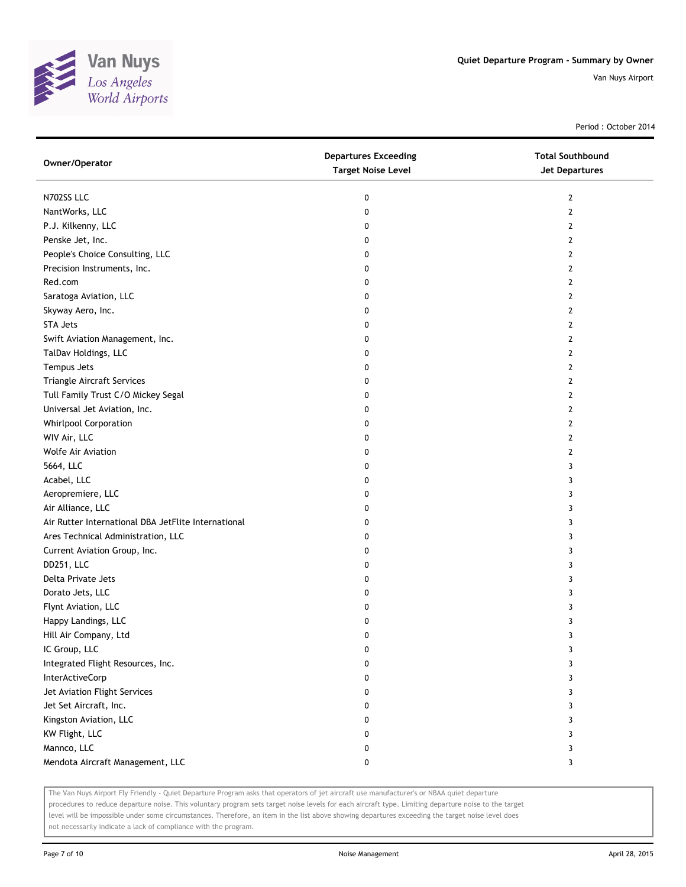Quiet Departure Program - Summary by Owner

Van Nuys Airport

Period : October 2014

| Owner/Operator | Departures Exceeding Target Noise Level | Total Southbound Jet Departures |
|---|---|---|
| N702SS LLC | 0 | 2 |
| NantWorks, LLC | 0 | 2 |
| P.J. Kilkenny, LLC | 0 | 2 |
| Penske Jet, Inc. | 0 | 2 |
| People's Choice Consulting, LLC | 0 | 2 |
| Precision Instruments, Inc. | 0 | 2 |
| Red.com | 0 | 2 |
| Saratoga Aviation, LLC | 0 | 2 |
| Skyway Aero, Inc. | 0 | 2 |
| STA Jets | 0 | 2 |
| Swift Aviation Management, Inc. | 0 | 2 |
| TalDav Holdings, LLC | 0 | 2 |
| Tempus Jets | 0 | 2 |
| Triangle Aircraft Services | 0 | 2 |
| Tull Family Trust C/O Mickey Segal | 0 | 2 |
| Universal Jet Aviation, Inc. | 0 | 2 |
| Whirlpool Corporation | 0 | 2 |
| WIV Air, LLC | 0 | 2 |
| Wolfe Air Aviation | 0 | 2 |
| 5664, LLC | 0 | 3 |
| Acabel, LLC | 0 | 3 |
| Aeropremiere, LLC | 0 | 3 |
| Air Alliance, LLC | 0 | 3 |
| Air Rutter International DBA JetFlite International | 0 | 3 |
| Ares Technical Administration, LLC | 0 | 3 |
| Current Aviation Group, Inc. | 0 | 3 |
| DD251, LLC | 0 | 3 |
| Delta Private Jets | 0 | 3 |
| Dorato Jets, LLC | 0 | 3 |
| Flynt Aviation, LLC | 0 | 3 |
| Happy Landings, LLC | 0 | 3 |
| Hill Air Company, Ltd | 0 | 3 |
| IC Group, LLC | 0 | 3 |
| Integrated Flight Resources, Inc. | 0 | 3 |
| InterActiveCorp | 0 | 3 |
| Jet Aviation Flight Services | 0 | 3 |
| Jet Set Aircraft, Inc. | 0 | 3 |
| Kingston Aviation, LLC | 0 | 3 |
| KW Flight, LLC | 0 | 3 |
| Mannco, LLC | 0 | 3 |
| Mendota Aircraft Management, LLC | 0 | 3 |

The Van Nuys Airport Fly Friendly - Quiet Departure Program asks that operators of jet aircraft use manufacturer's or NBAA quiet departure procedures to reduce departure noise. This voluntary program sets target noise levels for each aircraft type. Limiting departure noise to the target level will be impossible under some circumstances. Therefore, an item in the list above showing departures exceeding the target noise level does not necessarily indicate a lack of compliance with the program.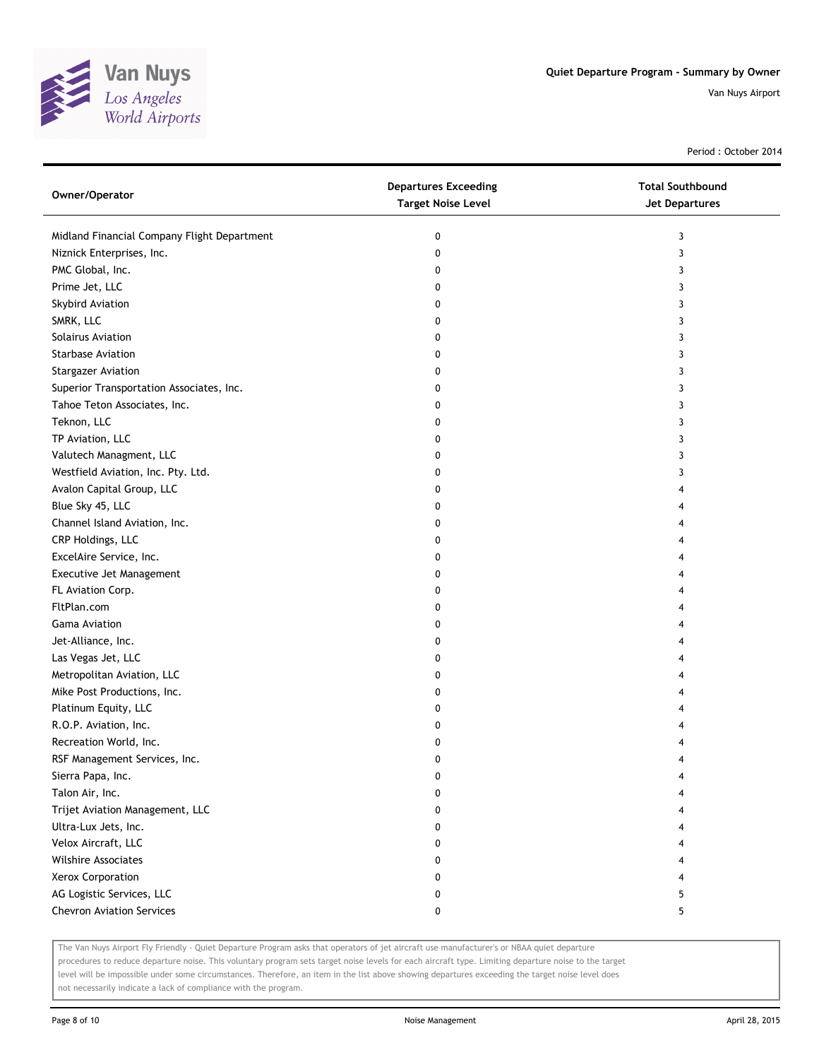# Quiet Departure Program - Summary by Owner

Van Nuys Airport

Period : October 2014

| Owner/Operator | Departures Exceeding Target Noise Level | Total Southbound Jet Departures |
|---|---|---|
| Midland Financial Company Flight Department | 0 | 3 |
| Niznick Enterprises, Inc. | 0 | 3 |
| PMC Global, Inc. | 0 | 3 |
| Prime Jet, LLC | 0 | 3 |
| Skybird Aviation | 0 | 3 |
| SMRK, LLC | 0 | 3 |
| Solairus Aviation | 0 | 3 |
| Starbase Aviation | 0 | 3 |
| Stargazer Aviation | 0 | 3 |
| Superior Transportation Associates, Inc. | 0 | 3 |
| Tahoe Teton Associates, Inc. | 0 | 3 |
| Teknon, LLC | 0 | 3 |
| TP Aviation, LLC | 0 | 3 |
| Valutech Managment, LLC | 0 | 3 |
| Westfield Aviation, Inc. Pty. Ltd. | 0 | 3 |
| Avalon Capital Group, LLC | 0 | 4 |
| Blue Sky 45, LLC | 0 | 4 |
| Channel Island Aviation, Inc. | 0 | 4 |
| CRP Holdings, LLC | 0 | 4 |
| ExcelAire Service, Inc. | 0 | 4 |
| Executive Jet Management | 0 | 4 |
| FL Aviation Corp. | 0 | 4 |
| FltPlan.com | 0 | 4 |
| Gama Aviation | 0 | 4 |
| Jet-Alliance, Inc. | 0 | 4 |
| Las Vegas Jet, LLC | 0 | 4 |
| Metropolitan Aviation, LLC | 0 | 4 |
| Mike Post Productions, Inc. | 0 | 4 |
| Platinum Equity, LLC | 0 | 4 |
| R.O.P. Aviation, Inc. | 0 | 4 |
| Recreation World, Inc. | 0 | 4 |
| RSF Management Services, Inc. | 0 | 4 |
| Sierra Papa, Inc. | 0 | 4 |
| Talon Air, Inc. | 0 | 4 |
| Trijet Aviation Management, LLC | 0 | 4 |
| Ultra-Lux Jets, Inc. | 0 | 4 |
| Velox Aircraft, LLC | 0 | 4 |
| Wilshire Associates | 0 | 4 |
| Xerox Corporation | 0 | 4 |
| AG Logistic Services, LLC | 0 | 5 |
| Chevron Aviation Services | 0 | 5 |

The Van Nuys Airport Fly Friendly - Quiet Departure Program asks that operators of jet aircraft use manufacturer's or NBAA quiet departure procedures to reduce departure noise. This voluntary program sets target noise levels for each aircraft type. Limiting departure noise to the target level will be impossible under some circumstances. Therefore, an item in the list above showing departures exceeding the target noise level does not necessarily indicate a lack of compliance with the program.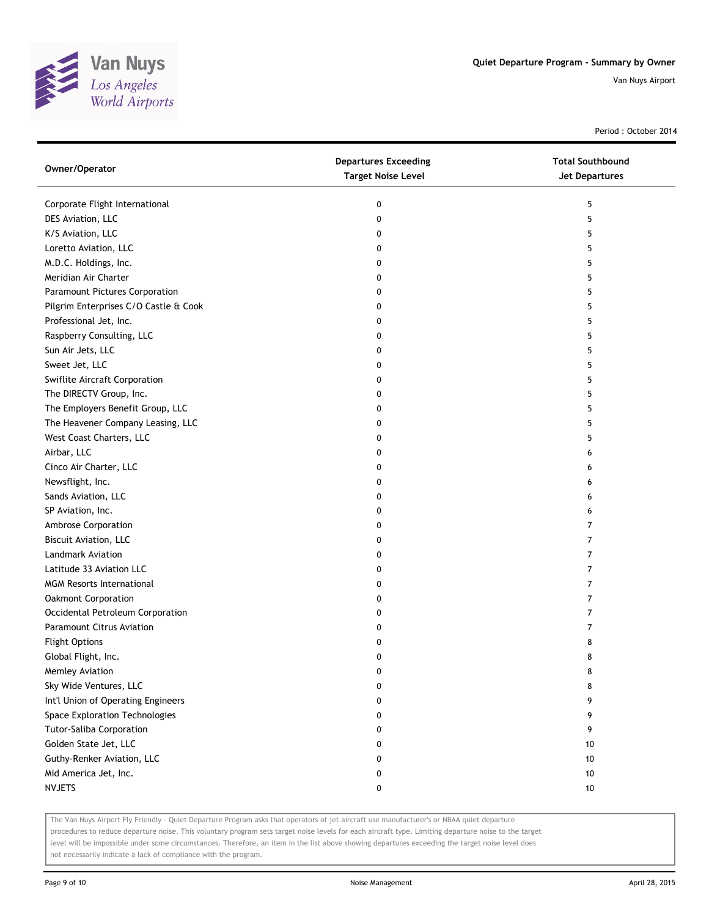Quiet Departure Program - Summary by Owner

Van Nuys Airport

Period : October 2014

| Owner/Operator | Departures Exceeding Target Noise Level | Total Southbound Jet Departures |
| --- | --- | --- |
| Corporate Flight International | 0 | 5 |
| DES Aviation, LLC | 0 | 5 |
| K/S Aviation, LLC | 0 | 5 |
| Loretto Aviation, LLC | 0 | 5 |
| M.D.C. Holdings, Inc. | 0 | 5 |
| Meridian Air Charter | 0 | 5 |
| Paramount Pictures Corporation | 0 | 5 |
| Pilgrim Enterprises C/O Castle & Cook | 0 | 5 |
| Professional Jet, Inc. | 0 | 5 |
| Raspberry Consulting, LLC | 0 | 5 |
| Sun Air Jets, LLC | 0 | 5 |
| Sweet Jet, LLC | 0 | 5 |
| Swiflite Aircraft Corporation | 0 | 5 |
| The DIRECTV Group, Inc. | 0 | 5 |
| The Employers Benefit Group, LLC | 0 | 5 |
| The Heavener Company Leasing, LLC | 0 | 5 |
| West Coast Charters, LLC | 0 | 5 |
| Airbar, LLC | 0 | 6 |
| Cinco Air Charter, LLC | 0 | 6 |
| Newsflight, Inc. | 0 | 6 |
| Sands Aviation, LLC | 0 | 6 |
| SP Aviation, Inc. | 0 | 6 |
| Ambrose Corporation | 0 | 7 |
| Biscuit Aviation, LLC | 0 | 7 |
| Landmark Aviation | 0 | 7 |
| Latitude 33 Aviation LLC | 0 | 7 |
| MGM Resorts International | 0 | 7 |
| Oakmont Corporation | 0 | 7 |
| Occidental Petroleum Corporation | 0 | 7 |
| Paramount Citrus Aviation | 0 | 7 |
| Flight Options | 0 | 8 |
| Global Flight, Inc. | 0 | 8 |
| Memley Aviation | 0 | 8 |
| Sky Wide Ventures, LLC | 0 | 8 |
| Int'l Union of Operating Engineers | 0 | 9 |
| Space Exploration Technologies | 0 | 9 |
| Tutor-Saliba Corporation | 0 | 9 |
| Golden State Jet, LLC | 0 | 10 |
| Guthy-Renker Aviation, LLC | 0 | 10 |
| Mid America Jet, Inc. | 0 | 10 |
| NVJETS | 0 | 10 |

The Van Nuys Airport Fly Friendly - Quiet Departure Program asks that operators of jet aircraft use manufacturer's or NBAA quiet departure procedures to reduce departure noise. This voluntary program sets target noise levels for each aircraft type. Limiting departure noise to the target level will be impossible under some circumstances. Therefore, an item in the list above showing departures exceeding the target noise level does not necessarily indicate a lack of compliance with the program.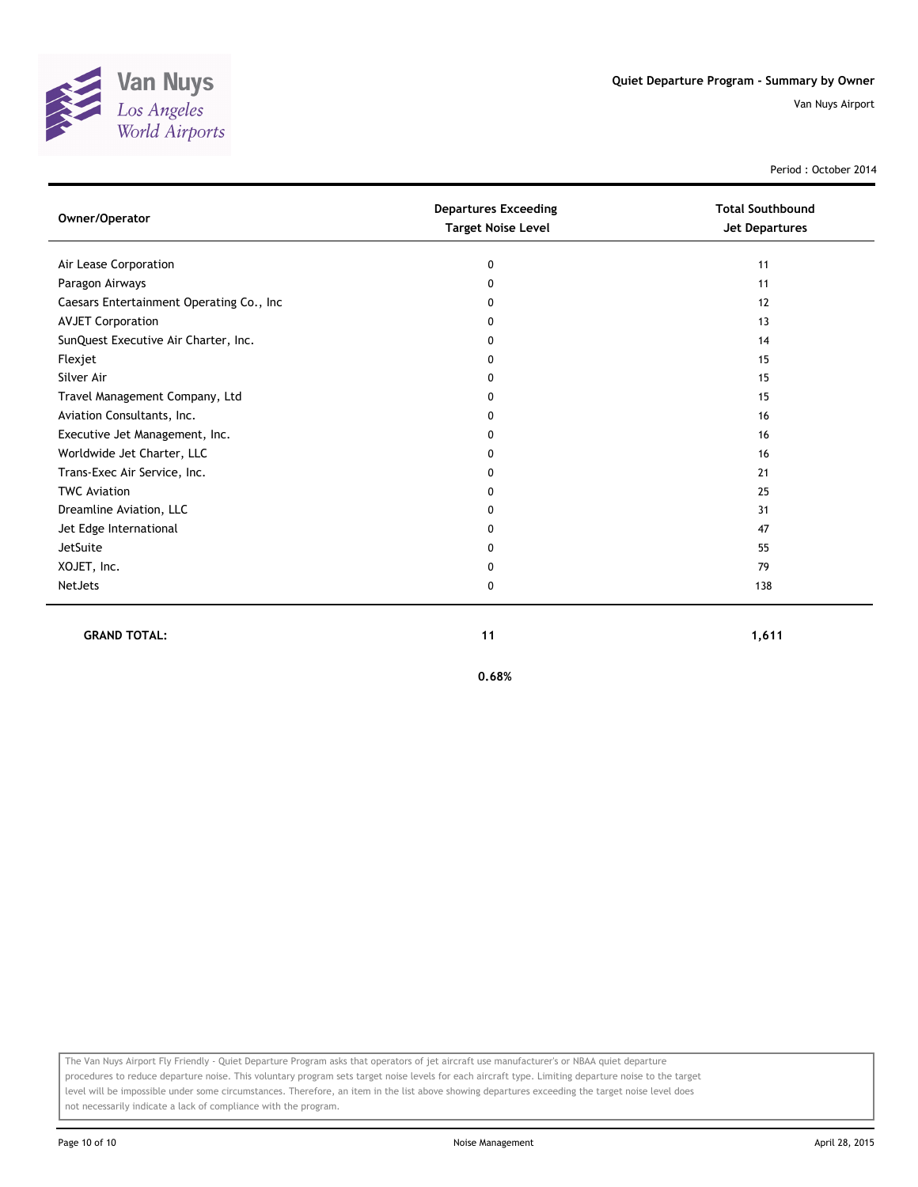Quiet Departure Program - Summary by Owner

Van Nuys Airport

Period : October 2014

| Owner/Operator | Departures Exceeding Target Noise Level | Total Southbound Jet Departures |
|---|---|---|
| Air Lease Corporation | 0 | 11 |
| Paragon Airways | 0 | 11 |
| Caesars Entertainment Operating Co., Inc | 0 | 12 |
| AVJET Corporation | 0 | 13 |
| SunQuest Executive Air Charter, Inc. | 0 | 14 |
| Flexjet | 0 | 15 |
| Silver Air | 0 | 15 |
| Travel Management Company, Ltd | 0 | 15 |
| Aviation Consultants, Inc. | 0 | 16 |
| Executive Jet Management, Inc. | 0 | 16 |
| Worldwide Jet Charter, LLC | 0 | 16 |
| Trans-Exec Air Service, Inc. | 0 | 21 |
| TWC Aviation | 0 | 25 |
| Dreamline Aviation, LLC | 0 | 31 |
| Jet Edge International | 0 | 47 |
| JetSuite | 0 | 55 |
| XOJET, Inc. | 0 | 79 |
| NetJets | 0 | 138 |
| **GRAND TOTAL:** | **11** | **1,611** |
| | **0.68%** | |

The Van Nuys Airport Fly Friendly - Quiet Departure Program asks that operators of jet aircraft use manufacturer's or NBAA quiet departure procedures to reduce departure noise. This voluntary program sets target noise levels for each aircraft type. Limiting departure noise to the target level will be impossible under some circumstances. Therefore, an item in the list above showing departures exceeding the target noise level does not necessarily indicate a lack of compliance with the program.

Noise Management

April 28, 2015